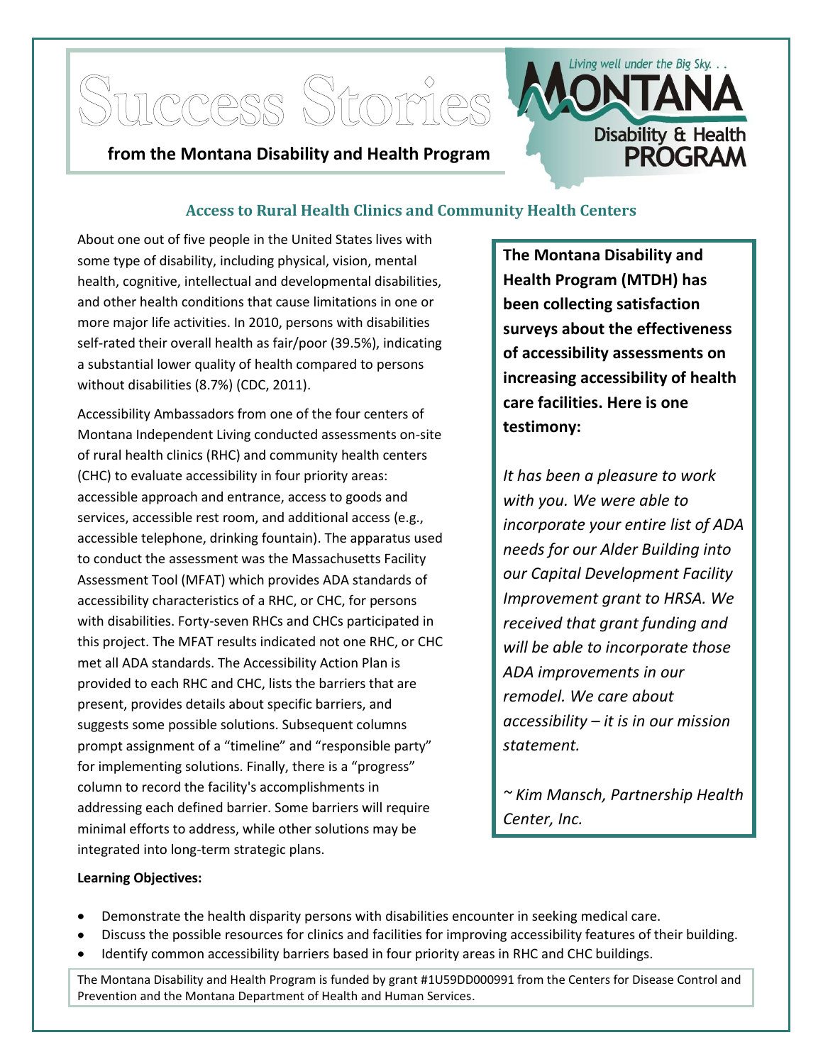# Success Stories

**from the Montana Disability and Health Program**

Living well under the Big Sky. . . MONTANA Disability & Health PROGRAM

## Access to Rural Health Clinics and Community Health Centers

About one out of five people in the United States lives with some type of disability, including physical, vision, mental health, cognitive, intellectual and developmental disabilities, and other health conditions that cause limitations in one or more major life activities. In 2010, persons with disabilities self-rated their overall health as fair/poor (39.5%), indicating a substantial lower quality of health compared to persons without disabilities (8.7%) (CDC, 2011).

Accessibility Ambassadors from one of the four centers of Montana Independent Living conducted assessments on-site of rural health clinics (RHC) and community health centers (CHC) to evaluate accessibility in four priority areas: accessible approach and entrance, access to goods and services, accessible rest room, and additional access (e.g., accessible telephone, drinking fountain). The apparatus used to conduct the assessment was the Massachusetts Facility Assessment Tool (MFAT) which provides ADA standards of accessibility characteristics of a RHC, or CHC, for persons with disabilities. Forty-seven RHCs and CHCs participated in this project. The MFAT results indicated not one RHC, or CHC met all ADA standards. The Accessibility Action Plan is provided to each RHC and CHC, lists the barriers that are present, provides details about specific barriers, and suggests some possible solutions. Subsequent columns prompt assignment of a "timeline" and "responsible party" for implementing solutions. Finally, there is a "progress" column to record the facility's accomplishments in addressing each defined barrier. Some barriers will require minimal efforts to address, while other solutions may be integrated into long-term strategic plans.

**The Montana Disability and Health Program (MTDH) has been collecting satisfaction surveys about the effectiveness of accessibility assessments on increasing accessibility of health care facilities. Here is one testimony:**

*It has been a pleasure to work with you. We were able to incorporate your entire list of ADA needs for our Alder Building into our Capital Development Facility Improvement grant to HRSA. We received that grant funding and will be able to incorporate those ADA improvements in our remodel. We care about accessibility – it is in our mission statement.*

*~ Kim Mansch, Partnership Health Center, Inc.*

**Learning Objectives:**

- Demonstrate the health disparity persons with disabilities encounter in seeking medical care.
- Discuss the possible resources for clinics and facilities for improving accessibility features of their building.
- Identify common accessibility barriers based in four priority areas in RHC and CHC buildings.

The Montana Disability and Health Program is funded by grant #1U59DD000991 from the Centers for Disease Control and Prevention and the Montana Department of Health and Human Services.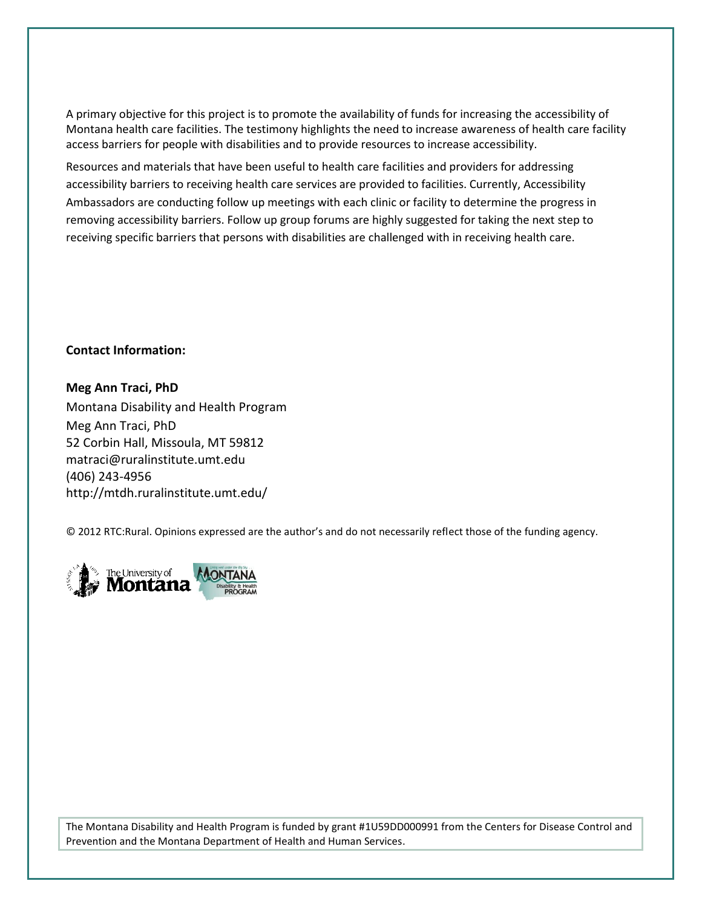A primary objective for this project is to promote the availability of funds for increasing the accessibility of Montana health care facilities. The testimony highlights the need to increase awareness of health care facility access barriers for people with disabilities and to provide resources to increase accessibility.

Resources and materials that have been useful to health care facilities and providers for addressing accessibility barriers to receiving health care services are provided to facilities. Currently, Accessibility Ambassadors are conducting follow up meetings with each clinic or facility to determine the progress in removing accessibility barriers. Follow up group forums are highly suggested for taking the next step to receiving specific barriers that persons with disabilities are challenged with in receiving health care.

**Contact Information:**

**Meg Ann Traci, PhD**

Montana Disability and Health Program
Meg Ann Traci, PhD
52 Corbin Hall, Missoula, MT 59812
matraci@ruralinstitute.umt.edu
(406) 243-4956
http://mtdh.ruralinstitute.umt.edu/

© 2012 RTC:Rural. Opinions expressed are the author's and do not necessarily reflect those of the funding agency.

The Montana Disability and Health Program is funded by grant #1U59DD000991 from the Centers for Disease Control and Prevention and the Montana Department of Health and Human Services.